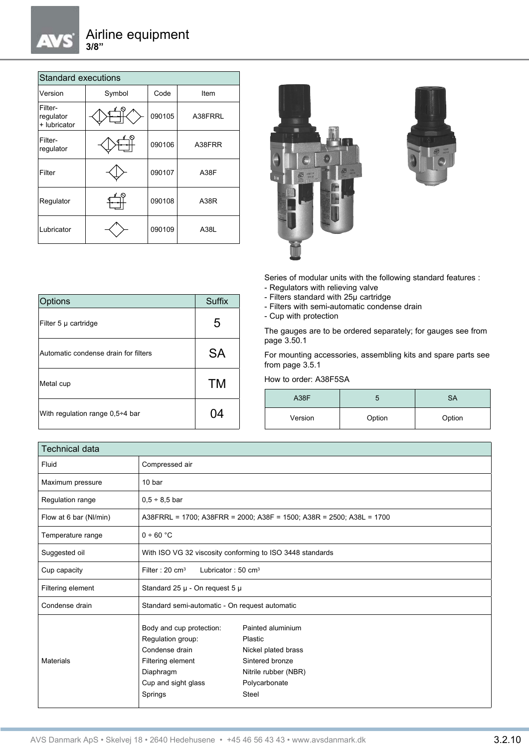# Airline equipment

**3/8”**

| Standard executions | | | |
|---|---|---|---|
| Version | Symbol | Code | Item |
| Filter-regulator + lubricator | | 090105 | A38FRRL |
| Filter-regulator | | 090106 | A38FRR |
| Filter | | 090107 | A38F |
| Regulator | | 090108 | A38R |
| Lubricator | | 090109 | A38L |

| Options | Suffix |
|---|---|
| Filter 5 μ cartridge | 5 |
| Automatic condense drain for filters | SA |
| Metal cup | TM |
| With regulation range 0,5÷4 bar | 04 |

Series of modular units with the following standard features :

- Regulators with relieving valve
- Filters standard with 25μ cartridge
- Filters with semi-automatic condense drain
- Cup with protection

The gauges are to be ordered separately; for gauges see from page 3.50.1

For mounting accessories, assembling kits and spare parts see from page 3.5.1

How to order: A38F5SA

| A38F | 5 | SA |
|---|---|---|
| Version | Option | Option |

| Technical data | |
|---|---|
| Fluid | Compressed air |
| Maximum pressure | 10 bar |
| Regulation range | 0,5 ÷ 8,5 bar |
| Flow at 6 bar (Nl/min) | A38FRRL = 1700; A38FRR = 2000; A38F = 1500; A38R = 2500; A38L = 1700 |
| Temperature range | 0 ÷ 60 °C |
| Suggested oil | With ISO VG 32 viscosity conforming to ISO 3448 standards |
| Cup capacity | Filter : 20 cm³ Lubricator : 50 cm³ |
| Filtering element | Standard 25 μ - On request 5 μ |
| Condense drain | Standard semi-automatic - On request automatic |
| Materials | Body and cup protection: Painted aluminium<br>Regulation group: Plastic<br>Condense drain: Nickel plated brass<br>Filtering element: Sintered bronze<br>Diaphragm: Nitrile rubber (NBR)<br>Cup and sight glass: Polycarbonate<br>Springs: Steel |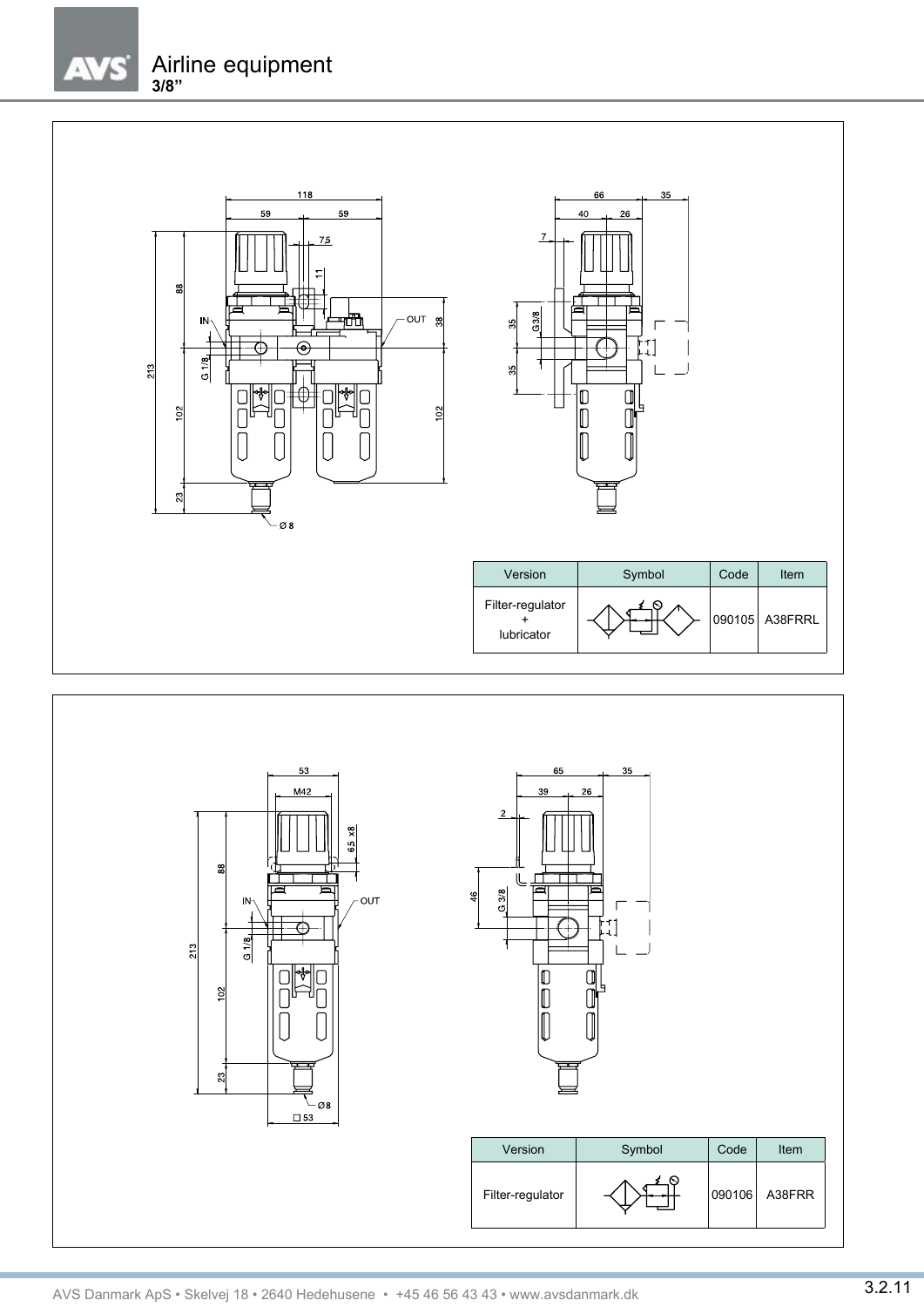# Airline equipment

**3/8"**

| Version | Symbol | Code | Item |
|---|---|---|---|
| Filter-regulator + lubricator | | 090105 | A38FRRL |

| Version | Symbol | Code | Item |
|---|---|---|---|
| Filter-regulator | | 090106 | A38FRR |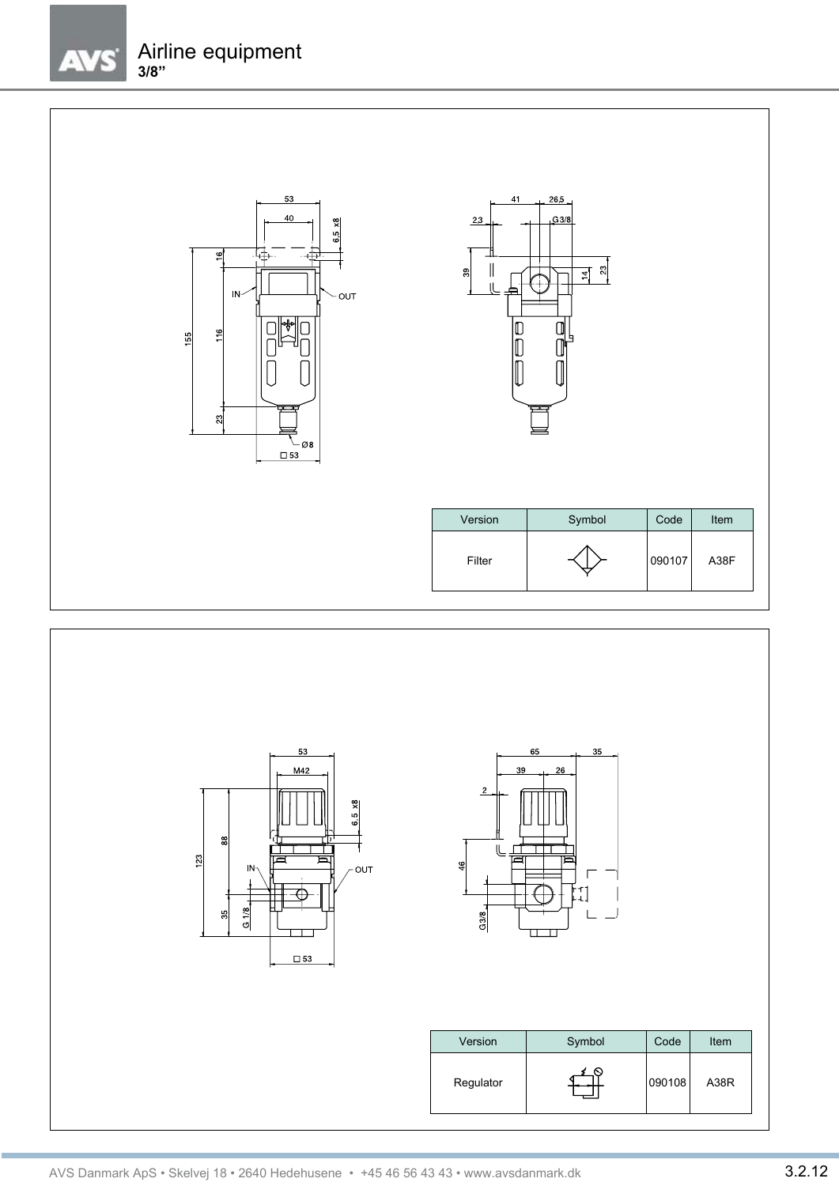# Airline equipment
**3/8"**

| Version | Symbol | Code | Item |
| --- | --- | --- | --- |
| Filter | | 090107 | A38F |

| Version | Symbol | Code | Item |
| --- | --- | --- | --- |
| Regulator | | 090108 | A38R |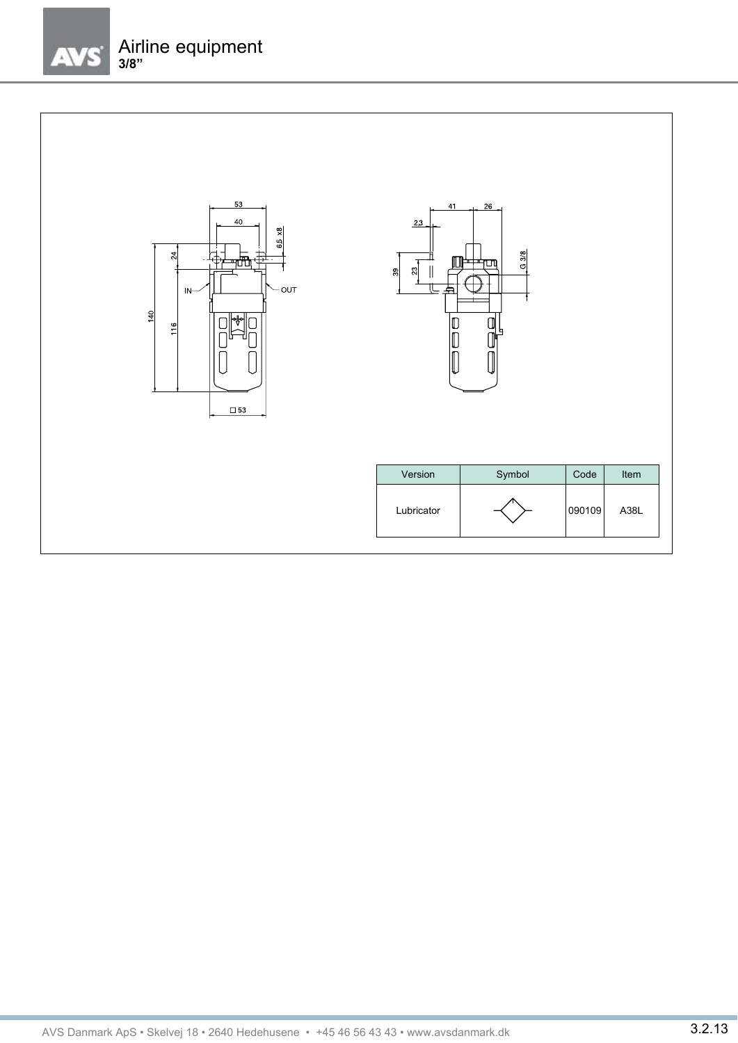# Airline equipment

**3/8"**

53
40
6,5 x8
24
140
116
IN
OUT
□ 53

41
26
2,3
39
23
G 3/8

| Version | Symbol | Code | Item |
|---|---|---|---|
| Lubricator | | 090109 | A38L |

AVS Danmark ApS • Skelvej 18 • 2640 Hedehusene • +45 46 56 43 43 • www.avsdanmark.dk